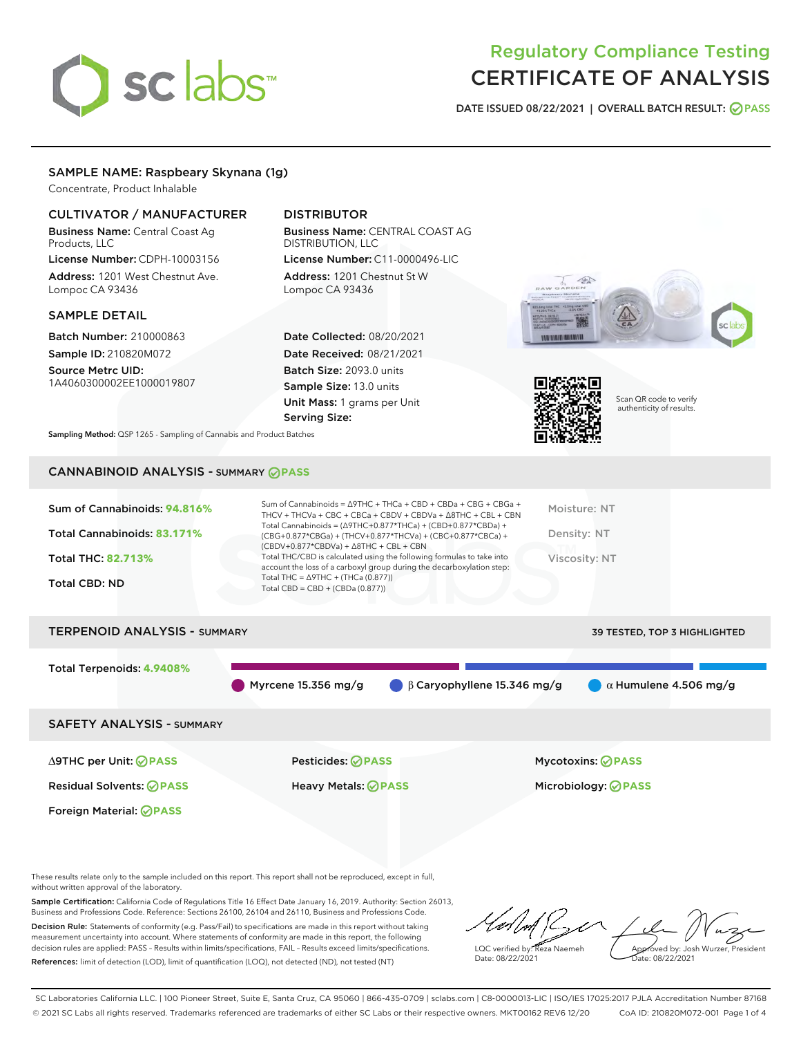# Regulatory Compliance Testing
# CERTIFICATE OF ANALYSIS

DATE ISSUED 08/22/2021 | OVERALL BATCH RESULT: PASS

## SAMPLE NAME: Raspbeary Skynana (1g)

Concentrate, Product Inhalable

### CULTIVATOR / MANUFACTURER

**Business Name:** Central Coast Ag Products, LLC

**License Number:** CDPH-10003156

**Address:** 1201 West Chestnut Ave. Lompoc CA 93436

### DISTRIBUTOR

**Business Name:** CENTRAL COAST AG DISTRIBUTION, LLC

**License Number:** C11-0000496-LIC

**Address:** 1201 Chestnut St W Lompoc CA 93436

### SAMPLE DETAIL

**Batch Number:** 210000863

**Sample ID:** 210820M072

**Source Metrc UID:** 1A4060300002EE1000019807

**Date Collected:** 08/20/2021

**Date Received:** 08/21/2021

**Batch Size:** 2093.0 units

**Sample Size:** 13.0 units

**Unit Mass:** 1 grams per Unit

**Serving Size:**

Scan QR code to verify authenticity of results.

**Sampling Method:** QSP 1265 - Sampling of Cannabis and Product Batches

## CANNABINOID ANALYSIS - SUMMARY PASS

Sum of Cannabinoids: **94.816%**

Total Cannabinoids: **83.171%**

Total THC: **82.713%**

Total CBD: ND

Sum of Cannabinoids = Δ9THC + THCa + CBD + CBDa + CBG + CBGa + THCV + THCVa + CBC + CBCa + CBDV + CBDVa + Δ8THC + CBL + CBN

Total Cannabinoids = (Δ9THC+0.877*THCa) + (CBD+0.877*CBDa) + (CBG+0.877*CBGa) + (THCV+0.877*THCVa) + (CBC+0.877*CBCa) + (CBDV+0.877*CBDVa) + Δ8THC + CBL + CBN

Total THC/CBD is calculated using the following formulas to take into account the loss of a carboxyl group during the decarboxylation step:

Total THC = Δ9THC + (THCa (0.877))

Total CBD = CBD + (CBDa (0.877))

Moisture: NT

Density: NT

Viscosity: NT

## TERPENOID ANALYSIS - SUMMARY

39 TESTED, TOP 3 HIGHLIGHTED

Total Terpenoids: **4.9408%**

Myrcene 15.356 mg/g | β Caryophyllene 15.346 mg/g | α Humulene 4.506 mg/g

## SAFETY ANALYSIS - SUMMARY

| | | |
|---|---|---|
| Δ9THC per Unit: PASS | Pesticides: PASS | Mycotoxins: PASS |
| Residual Solvents: PASS | Heavy Metals: PASS | Microbiology: PASS |
| Foreign Material: PASS | | |

These results relate only to the sample included on this report. This report shall not be reproduced, except in full, without written approval of the laboratory.

**Sample Certification:** California Code of Regulations Title 16 Effect Date January 16, 2019. Authority: Section 26013, Business and Professions Code. Reference: Sections 26100, 26104 and 26110, Business and Professions Code.

**Decision Rule:** Statements of conformity (e.g. Pass/Fail) to specifications are made in this report without taking measurement uncertainty into account. Where statements of conformity are made in this report, the following decision rules are applied: PASS – Results within limits/specifications, FAIL – Results exceed limits/specifications.

**References:** limit of detection (LOD), limit of quantification (LOQ), not detected (ND), not tested (NT)

LQC verified by: Reza Naemeh
Date: 08/22/2021

Approved by: Josh Wurzer, President
Date: 08/22/2021

SC Laboratories California LLC. | 100 Pioneer Street, Suite E, Santa Cruz, CA 95060 | 866-435-0709 | sclabs.com | C8-0000013-LIC | ISO/IES 17025:2017 PJLA Accreditation Number 87168

© 2021 SC Labs all rights reserved. Trademarks referenced are trademarks of either SC Labs or their respective owners. MKT00162 REV6 12/20 CoA ID: 210820M072-001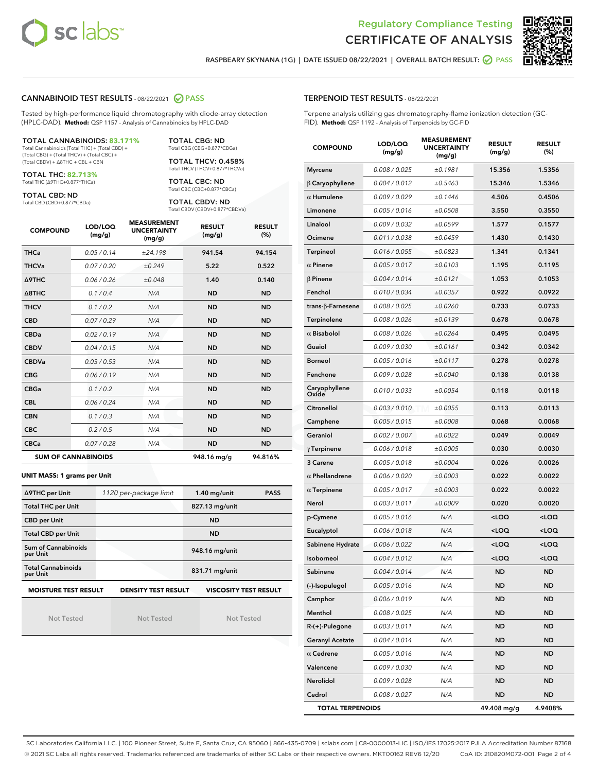Regulatory Compliance Testing
CERTIFICATE OF ANALYSIS

RASPBEARY SKYNANA (1G) | DATE ISSUED 08/22/2021 | OVERALL BATCH RESULT: PASS

## CANNABINOID TEST RESULTS - 08/22/2021 PASS

Tested by high-performance liquid chromatography with diode-array detection (HPLC-DAD). **Method:** QSP 1157 - Analysis of Cannabinoids by HPLC-DAD

**TOTAL CANNABINOIDS: 83.171%**
Total Cannabinoids (Total THC) + (Total CBD) + (Total CBG) + (Total THCV) + (Total CBC) + (Total CBDV) + Δ8THC + CBL + CBN

**TOTAL THC: 82.713%**
Total THC (Δ9THC+0.877*THCa)

**TOTAL CBD: ND**
Total CBD (CBD+0.877*CBDa)

**TOTAL CBG: ND**
Total CBG (CBG+0.877*CBGa)

**TOTAL THCV: 0.458%**
Total THCV (THCV+0.877*THCVa)

**TOTAL CBC: ND**
Total CBC (CBC+0.877*CBCa)

**TOTAL CBDV: ND**
Total CBDV (CBDV+0.877*CBDVa)

| COMPOUND | LOD/LOQ (mg/g) | MEASUREMENT UNCERTAINTY (mg/g) | RESULT (mg/g) | RESULT (%) |
|---|---|---|---|---|
| THCa | 0.05 / 0.14 | ±24.198 | 941.54 | 94.154 |
| THCVa | 0.07 / 0.20 | ±0.249 | 5.22 | 0.522 |
| Δ9THC | 0.06 / 0.26 | ±0.048 | 1.40 | 0.140 |
| Δ8THC | 0.1 / 0.4 | N/A | ND | ND |
| THCV | 0.1 / 0.2 | N/A | ND | ND |
| CBD | 0.07 / 0.29 | N/A | ND | ND |
| CBDa | 0.02 / 0.19 | N/A | ND | ND |
| CBDV | 0.04 / 0.15 | N/A | ND | ND |
| CBDVa | 0.03 / 0.53 | N/A | ND | ND |
| CBG | 0.06 / 0.19 | N/A | ND | ND |
| CBGa | 0.1 / 0.2 | N/A | ND | ND |
| CBL | 0.06 / 0.24 | N/A | ND | ND |
| CBN | 0.1 / 0.3 | N/A | ND | ND |
| CBC | 0.2 / 0.5 | N/A | ND | ND |
| CBCa | 0.07 / 0.28 | N/A | ND | ND |
| **SUM OF CANNABINOIDS** | | | **948.16 mg/g** | **94.816%** |

**UNIT MASS: 1 grams per Unit**

| | | | |
|---|---|---|---|
| Δ9THC per Unit | 1120 per-package limit | 1.40 mg/unit | PASS |
| Total THC per Unit | | 827.13 mg/unit | |
| CBD per Unit | | ND | |
| Total CBD per Unit | | ND | |
| Sum of Cannabinoids per Unit | | 948.16 mg/unit | |
| Total Cannabinoids per Unit | | 831.71 mg/unit | |

| MOISTURE TEST RESULT | DENSITY TEST RESULT | VISCOSITY TEST RESULT |
|---|---|---|
| Not Tested | Not Tested | Not Tested |

## TERPENOID TEST RESULTS - 08/22/2021

Terpene analysis utilizing gas chromatography-flame ionization detection (GC-FID). **Method:** QSP 1192 - Analysis of Terpenoids by GC-FID

| COMPOUND | LOD/LOQ (mg/g) | MEASUREMENT UNCERTAINTY (mg/g) | RESULT (mg/g) | RESULT (%) |
|---|---|---|---|---|
| Myrcene | 0.008 / 0.025 | ±0.1981 | 15.356 | 1.5356 |
| β Caryophyllene | 0.004 / 0.012 | ±0.5463 | 15.346 | 1.5346 |
| α Humulene | 0.009 / 0.029 | ±0.1446 | 4.506 | 0.4506 |
| Limonene | 0.005 / 0.016 | ±0.0508 | 3.550 | 0.3550 |
| Linalool | 0.009 / 0.032 | ±0.0599 | 1.577 | 0.1577 |
| Ocimene | 0.011 / 0.038 | ±0.0459 | 1.430 | 0.1430 |
| Terpineol | 0.016 / 0.055 | ±0.0823 | 1.341 | 0.1341 |
| α Pinene | 0.005 / 0.017 | ±0.0103 | 1.195 | 0.1195 |
| β Pinene | 0.004 / 0.014 | ±0.0121 | 1.053 | 0.1053 |
| Fenchol | 0.010 / 0.034 | ±0.0357 | 0.922 | 0.0922 |
| trans-β-Farnesene | 0.008 / 0.025 | ±0.0260 | 0.733 | 0.0733 |
| Terpinolene | 0.008 / 0.026 | ±0.0139 | 0.678 | 0.0678 |
| α Bisabolol | 0.008 / 0.026 | ±0.0264 | 0.495 | 0.0495 |
| Guaiol | 0.009 / 0.030 | ±0.0161 | 0.342 | 0.0342 |
| Borneol | 0.005 / 0.016 | ±0.0117 | 0.278 | 0.0278 |
| Fenchone | 0.009 / 0.028 | ±0.0040 | 0.138 | 0.0138 |
| Caryophyllene Oxide | 0.010 / 0.033 | ±0.0054 | 0.118 | 0.0118 |
| Citronellol | 0.003 / 0.010 | ±0.0055 | 0.113 | 0.0113 |
| Camphene | 0.005 / 0.015 | ±0.0008 | 0.068 | 0.0068 |
| Geraniol | 0.002 / 0.007 | ±0.0022 | 0.049 | 0.0049 |
| γ Terpinene | 0.006 / 0.018 | ±0.0005 | 0.030 | 0.0030 |
| 3 Carene | 0.005 / 0.018 | ±0.0004 | 0.026 | 0.0026 |
| α Phellandrene | 0.006 / 0.020 | ±0.0003 | 0.022 | 0.0022 |
| α Terpinene | 0.005 / 0.017 | ±0.0003 | 0.022 | 0.0022 |
| Nerol | 0.003 / 0.011 | ±0.0009 | 0.020 | 0.0020 |
| p-Cymene | 0.005 / 0.016 | N/A | <LOQ | <LOQ |
| Eucalyptol | 0.006 / 0.018 | N/A | <LOQ | <LOQ |
| Sabinene Hydrate | 0.006 / 0.022 | N/A | <LOQ | <LOQ |
| Isoborneol | 0.004 / 0.012 | N/A | <LOQ | <LOQ |
| Sabinene | 0.004 / 0.014 | N/A | ND | ND |
| (-)-Isopulegol | 0.005 / 0.016 | N/A | ND | ND |
| Camphor | 0.006 / 0.019 | N/A | ND | ND |
| Menthol | 0.008 / 0.025 | N/A | ND | ND |
| R-(+)-Pulegone | 0.003 / 0.011 | N/A | ND | ND |
| Geranyl Acetate | 0.004 / 0.014 | N/A | ND | ND |
| α Cedrene | 0.005 / 0.016 | N/A | ND | ND |
| Valencene | 0.009 / 0.030 | N/A | ND | ND |
| Nerolidol | 0.009 / 0.028 | N/A | ND | ND |
| Cedrol | 0.008 / 0.027 | N/A | ND | ND |
| **TOTAL TERPENOIDS** | | | **49.408 mg/g** | **4.9408%** |

SC Laboratories California LLC. | 100 Pioneer Street, Suite E, Santa Cruz, CA 95060 | 866-435-0709 | sclabs.com | C8-0000013-LIC | ISO/IES 17025:2017 PJLA Accreditation Number 87168
© 2021 SC Labs all rights reserved. Trademarks referenced are trademarks of either SC Labs or their respective owners. MKT00162 REV6 12/20 CoA ID: 210820M072-001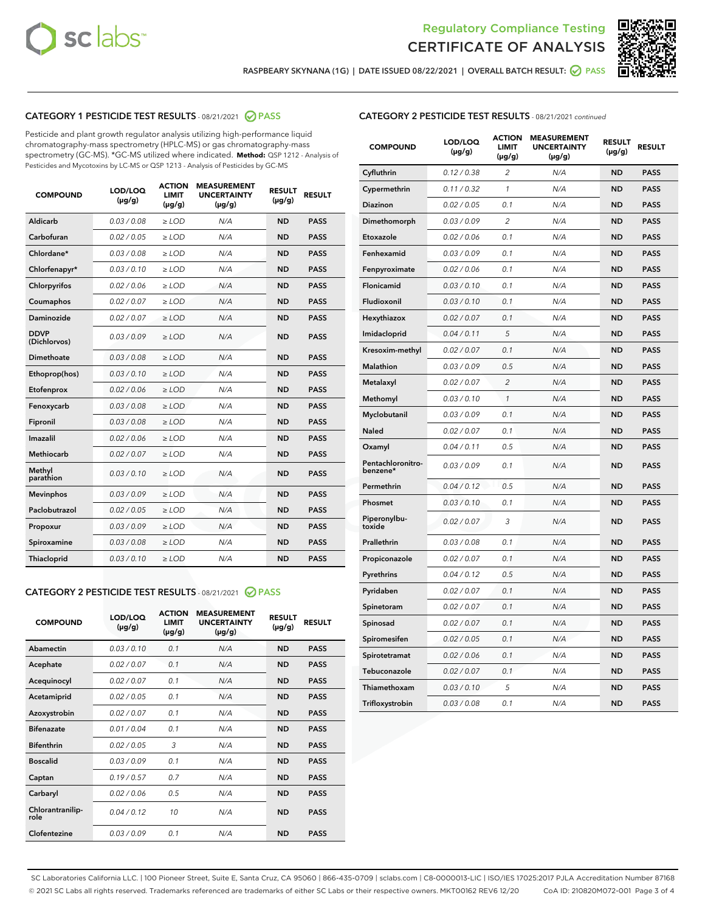Regulatory Compliance Testing

# CERTIFICATE OF ANALYSIS

RASPBEARY SKYNANA (1G) | DATE ISSUED 08/22/2021 | OVERALL BATCH RESULT: PASS

## CATEGORY 1 PESTICIDE TEST RESULTS - 08/21/2021 PASS

Pesticide and plant growth regulator analysis utilizing high-performance liquid chromatography-mass spectrometry (HPLC-MS) or gas chromatography-mass spectrometry (GC-MS). *GC-MS utilized where indicated. **Method:** QSP 1212 - Analysis of Pesticides and Mycotoxins by LC-MS or QSP 1213 - Analysis of Pesticides by GC-MS

| COMPOUND | LOD/LOQ (µg/g) | ACTION LIMIT (µg/g) | MEASUREMENT UNCERTAINTY (µg/g) | RESULT (µg/g) | RESULT |
|---|---|---|---|---|---|
| Aldicarb | 0.03 / 0.08 | ≥ LOD | N/A | ND | PASS |
| Carbofuran | 0.02 / 0.05 | ≥ LOD | N/A | ND | PASS |
| Chlordane* | 0.03 / 0.08 | ≥ LOD | N/A | ND | PASS |
| Chlorfenapyr* | 0.03 / 0.10 | ≥ LOD | N/A | ND | PASS |
| Chlorpyrifos | 0.02 / 0.06 | ≥ LOD | N/A | ND | PASS |
| Coumaphos | 0.02 / 0.07 | ≥ LOD | N/A | ND | PASS |
| Daminozide | 0.02 / 0.07 | ≥ LOD | N/A | ND | PASS |
| DDVP (Dichlorvos) | 0.03 / 0.09 | ≥ LOD | N/A | ND | PASS |
| Dimethoate | 0.03 / 0.08 | ≥ LOD | N/A | ND | PASS |
| Ethoprop(hos) | 0.03 / 0.10 | ≥ LOD | N/A | ND | PASS |
| Etofenprox | 0.02 / 0.06 | ≥ LOD | N/A | ND | PASS |
| Fenoxycarb | 0.03 / 0.08 | ≥ LOD | N/A | ND | PASS |
| Fipronil | 0.03 / 0.08 | ≥ LOD | N/A | ND | PASS |
| Imazalil | 0.02 / 0.06 | ≥ LOD | N/A | ND | PASS |
| Methiocarb | 0.02 / 0.07 | ≥ LOD | N/A | ND | PASS |
| Methyl parathion | 0.03 / 0.10 | ≥ LOD | N/A | ND | PASS |
| Mevinphos | 0.03 / 0.09 | ≥ LOD | N/A | ND | PASS |
| Paclobutrazol | 0.02 / 0.05 | ≥ LOD | N/A | ND | PASS |
| Propoxur | 0.03 / 0.09 | ≥ LOD | N/A | ND | PASS |
| Spiroxamine | 0.03 / 0.08 | ≥ LOD | N/A | ND | PASS |
| Thiacloprid | 0.03 / 0.10 | ≥ LOD | N/A | ND | PASS |

## CATEGORY 2 PESTICIDE TEST RESULTS - 08/21/2021 PASS

| COMPOUND | LOD/LOQ (µg/g) | ACTION LIMIT (µg/g) | MEASUREMENT UNCERTAINTY (µg/g) | RESULT (µg/g) | RESULT |
|---|---|---|---|---|---|
| Abamectin | 0.03 / 0.10 | 0.1 | N/A | ND | PASS |
| Acephate | 0.02 / 0.07 | 0.1 | N/A | ND | PASS |
| Acequinocyl | 0.02 / 0.07 | 0.1 | N/A | ND | PASS |
| Acetamiprid | 0.02 / 0.05 | 0.1 | N/A | ND | PASS |
| Azoxystrobin | 0.02 / 0.07 | 0.1 | N/A | ND | PASS |
| Bifenazate | 0.01 / 0.04 | 0.1 | N/A | ND | PASS |
| Bifenthrin | 0.02 / 0.05 | 3 | N/A | ND | PASS |
| Boscalid | 0.03 / 0.09 | 0.1 | N/A | ND | PASS |
| Captan | 0.19 / 0.57 | 0.7 | N/A | ND | PASS |
| Carbaryl | 0.02 / 0.06 | 0.5 | N/A | ND | PASS |
| Chlorantraniliprole | 0.04 / 0.12 | 10 | N/A | ND | PASS |
| Clofentezine | 0.03 / 0.09 | 0.1 | N/A | ND | PASS |
| Cyfluthrin | 0.12 / 0.38 | 2 | N/A | ND | PASS |
| Cypermethrin | 0.11 / 0.32 | 1 | N/A | ND | PASS |
| Diazinon | 0.02 / 0.05 | 0.1 | N/A | ND | PASS |
| Dimethomorph | 0.03 / 0.09 | 2 | N/A | ND | PASS |
| Etoxazole | 0.02 / 0.06 | 0.1 | N/A | ND | PASS |
| Fenhexamid | 0.03 / 0.09 | 0.1 | N/A | ND | PASS |
| Fenpyroximate | 0.02 / 0.06 | 0.1 | N/A | ND | PASS |
| Flonicamid | 0.03 / 0.10 | 0.1 | N/A | ND | PASS |
| Fludioxonil | 0.03 / 0.10 | 0.1 | N/A | ND | PASS |
| Hexythiazox | 0.02 / 0.07 | 0.1 | N/A | ND | PASS |
| Imidacloprid | 0.04 / 0.11 | 5 | N/A | ND | PASS |
| Kresoxim-methyl | 0.02 / 0.07 | 0.1 | N/A | ND | PASS |
| Malathion | 0.03 / 0.09 | 0.5 | N/A | ND | PASS |
| Metalaxyl | 0.02 / 0.07 | 2 | N/A | ND | PASS |
| Methomyl | 0.03 / 0.10 | 1 | N/A | ND | PASS |
| Myclobutanil | 0.03 / 0.09 | 0.1 | N/A | ND | PASS |
| Naled | 0.02 / 0.07 | 0.1 | N/A | ND | PASS |
| Oxamyl | 0.04 / 0.11 | 0.5 | N/A | ND | PASS |
| Pentachloronitrobenzene* | 0.03 / 0.09 | 0.1 | N/A | ND | PASS |
| Permethrin | 0.04 / 0.12 | 0.5 | N/A | ND | PASS |
| Phosmet | 0.03 / 0.10 | 0.1 | N/A | ND | PASS |
| Piperonylbutoxide | 0.02 / 0.07 | 3 | N/A | ND | PASS |
| Prallethrin | 0.03 / 0.08 | 0.1 | N/A | ND | PASS |
| Propiconazole | 0.02 / 0.07 | 0.1 | N/A | ND | PASS |
| Pyrethrins | 0.04 / 0.12 | 0.5 | N/A | ND | PASS |
| Pyridaben | 0.02 / 0.07 | 0.1 | N/A | ND | PASS |
| Spinetoram | 0.02 / 0.07 | 0.1 | N/A | ND | PASS |
| Spinosad | 0.02 / 0.07 | 0.1 | N/A | ND | PASS |
| Spiromesifen | 0.02 / 0.05 | 0.1 | N/A | ND | PASS |
| Spirotetramat | 0.02 / 0.06 | 0.1 | N/A | ND | PASS |
| Tebuconazole | 0.02 / 0.07 | 0.1 | N/A | ND | PASS |
| Thiamethoxam | 0.03 / 0.10 | 5 | N/A | ND | PASS |
| Trifloxystrobin | 0.03 / 0.08 | 0.1 | N/A | ND | PASS |

SC Laboratories California LLC. | 100 Pioneer Street, Suite E, Santa Cruz, CA 95060 | 866-435-0709 | sclabs.com | C8-0000013-LIC | ISO/IES 17025:2017 PJLA Accreditation Number 87168
© 2021 SC Labs all rights reserved. Trademarks referenced are trademarks of either SC Labs or their respective owners. MKT00162 REV6 12/20 CoA ID: 210820M072-001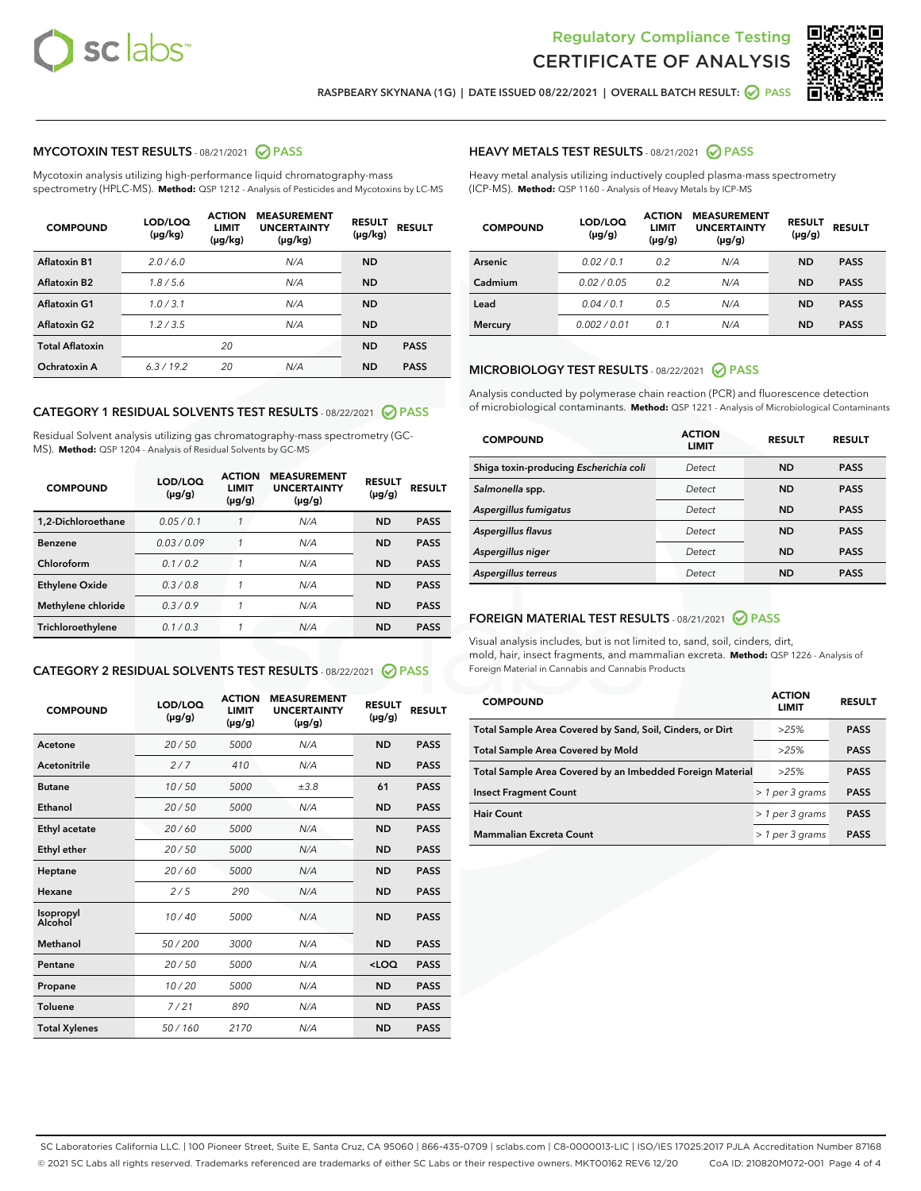Regulatory Compliance Testing
# CERTIFICATE OF ANALYSIS

RASPBEARY SKYNANA (1G) | DATE ISSUED 08/22/2021 | OVERALL BATCH RESULT: PASS

## MYCOTOXIN TEST RESULTS - 08/21/2021 PASS

Mycotoxin analysis utilizing high-performance liquid chromatography-mass spectrometry (HPLC-MS). **Method:** QSP 1212 - Analysis of Pesticides and Mycotoxins by LC-MS

| COMPOUND | LOD/LOQ (μg/kg) | ACTION LIMIT (μg/kg) | MEASUREMENT UNCERTAINTY (μg/kg) | RESULT (μg/kg) | RESULT |
|---|---|---|---|---|---|
| Aflatoxin B1 | 2.0 / 6.0 | | N/A | ND | |
| Aflatoxin B2 | 1.8 / 5.6 | | N/A | ND | |
| Aflatoxin G1 | 1.0 / 3.1 | | N/A | ND | |
| Aflatoxin G2 | 1.2 / 3.5 | | N/A | ND | |
| Total Aflatoxin | | 20 | | ND | PASS |
| Ochratoxin A | 6.3 / 19.2 | 20 | N/A | ND | PASS |

## CATEGORY 1 RESIDUAL SOLVENTS TEST RESULTS - 08/22/2021 PASS

Residual Solvent analysis utilizing gas chromatography-mass spectrometry (GC-MS). **Method:** QSP 1204 - Analysis of Residual Solvents by GC-MS

| COMPOUND | LOD/LOQ (μg/g) | ACTION LIMIT (μg/g) | MEASUREMENT UNCERTAINTY (μg/g) | RESULT (μg/g) | RESULT |
|---|---|---|---|---|---|
| 1,2-Dichloroethane | 0.05 / 0.1 | 1 | N/A | ND | PASS |
| Benzene | 0.03 / 0.09 | 1 | N/A | ND | PASS |
| Chloroform | 0.1 / 0.2 | 1 | N/A | ND | PASS |
| Ethylene Oxide | 0.3 / 0.8 | 1 | N/A | ND | PASS |
| Methylene chloride | 0.3 / 0.9 | 1 | N/A | ND | PASS |
| Trichloroethylene | 0.1 / 0.3 | 1 | N/A | ND | PASS |

## CATEGORY 2 RESIDUAL SOLVENTS TEST RESULTS - 08/22/2021 PASS

| COMPOUND | LOD/LOQ (μg/g) | ACTION LIMIT (μg/g) | MEASUREMENT UNCERTAINTY (μg/g) | RESULT (μg/g) | RESULT |
|---|---|---|---|---|---|
| Acetone | 20 / 50 | 5000 | N/A | ND | PASS |
| Acetonitrile | 2 / 7 | 410 | N/A | ND | PASS |
| Butane | 10 / 50 | 5000 | ±3.8 | 61 | PASS |
| Ethanol | 20 / 50 | 5000 | N/A | ND | PASS |
| Ethyl acetate | 20 / 60 | 5000 | N/A | ND | PASS |
| Ethyl ether | 20 / 50 | 5000 | N/A | ND | PASS |
| Heptane | 20 / 60 | 5000 | N/A | ND | PASS |
| Hexane | 2 / 5 | 290 | N/A | ND | PASS |
| Isopropyl Alcohol | 10 / 40 | 5000 | N/A | ND | PASS |
| Methanol | 50 / 200 | 3000 | N/A | ND | PASS |
| Pentane | 20 / 50 | 5000 | N/A | <LOQ | PASS |
| Propane | 10 / 20 | 5000 | N/A | ND | PASS |
| Toluene | 7 / 21 | 890 | N/A | ND | PASS |
| Total Xylenes | 50 / 160 | 2170 | N/A | ND | PASS |

## HEAVY METALS TEST RESULTS - 08/21/2021 PASS

Heavy metal analysis utilizing inductively coupled plasma-mass spectrometry (ICP-MS). **Method:** QSP 1160 - Analysis of Heavy Metals by ICP-MS

| COMPOUND | LOD/LOQ (μg/g) | ACTION LIMIT (μg/g) | MEASUREMENT UNCERTAINTY (μg/g) | RESULT (μg/g) | RESULT |
|---|---|---|---|---|---|
| Arsenic | 0.02 / 0.1 | 0.2 | N/A | ND | PASS |
| Cadmium | 0.02 / 0.05 | 0.2 | N/A | ND | PASS |
| Lead | 0.04 / 0.1 | 0.5 | N/A | ND | PASS |
| Mercury | 0.002 / 0.01 | 0.1 | N/A | ND | PASS |

## MICROBIOLOGY TEST RESULTS - 08/22/2021 PASS

Analysis conducted by polymerase chain reaction (PCR) and fluorescence detection of microbiological contaminants. **Method:** QSP 1221 - Analysis of Microbiological Contaminants

| COMPOUND | ACTION LIMIT | RESULT | RESULT |
|---|---|---|---|
| Shiga toxin-producing *Escherichia coli* | Detect | ND | PASS |
| *Salmonella* spp. | Detect | ND | PASS |
| *Aspergillus fumigatus* | Detect | ND | PASS |
| *Aspergillus flavus* | Detect | ND | PASS |
| *Aspergillus niger* | Detect | ND | PASS |
| *Aspergillus terreus* | Detect | ND | PASS |

## FOREIGN MATERIAL TEST RESULTS - 08/21/2021 PASS

Visual analysis includes, but is not limited to, sand, soil, cinders, dirt, mold, hair, insect fragments, and mammalian excreta. **Method:** QSP 1226 - Analysis of Foreign Material in Cannabis and Cannabis Products

| COMPOUND | ACTION LIMIT | RESULT |
|---|---|---|
| Total Sample Area Covered by Sand, Soil, Cinders, or Dirt | >25% | PASS |
| Total Sample Area Covered by Mold | >25% | PASS |
| Total Sample Area Covered by an Imbedded Foreign Material | >25% | PASS |
| Insect Fragment Count | > 1 per 3 grams | PASS |
| Hair Count | > 1 per 3 grams | PASS |
| Mammalian Excreta Count | > 1 per 3 grams | PASS |

SC Laboratories California LLC. | 100 Pioneer Street, Suite E, Santa Cruz, CA 95060 | 866-435-0709 | sclabs.com | C8-0000013-LIC | ISO/IES 17025:2017 PJLA Accreditation Number 87168
© 2021 SC Labs all rights reserved. Trademarks referenced are trademarks of either SC Labs or their respective owners. MKT00162 REV6 12/20 CoA ID: 210820M072-001